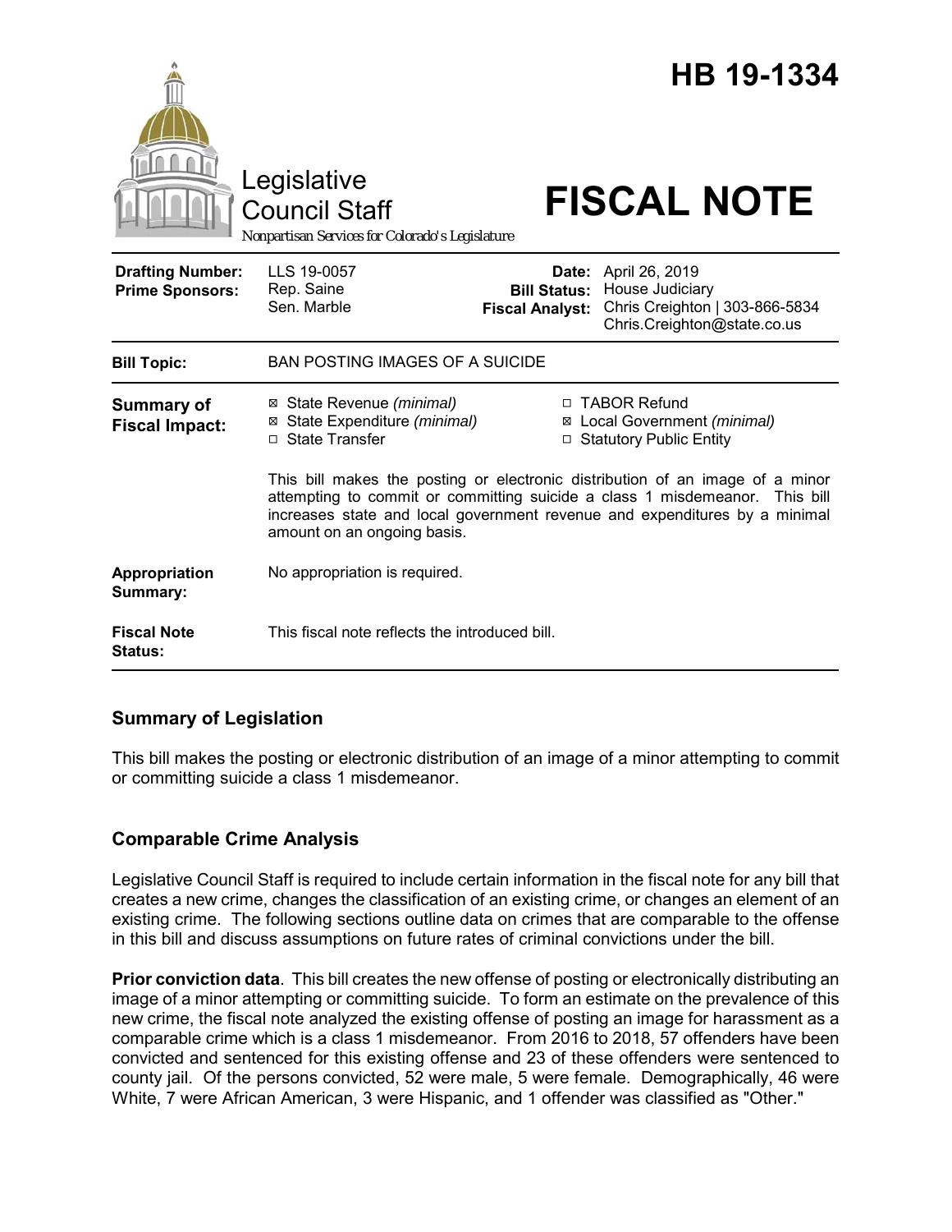# HB 19-1334

Legislative Council Staff

Nonpartisan Services for Colorado's Legislature

# FISCAL NOTE

| | | | |
|---|---|---|---|
| **Drafting Number:** | LLS 19-0057 | **Date:** | April 26, 2019 |
| **Prime Sponsors:** | Rep. Saine<br>Sen. Marble | **Bill Status:** | House Judiciary |
| | | **Fiscal Analyst:** | Chris Creighton \| 303-866-5834<br>Chris.Creighton@state.co.us |

| | |
|---|---|
| **Bill Topic:** | BAN POSTING IMAGES OF A SUICIDE |
| **Summary of Fiscal Impact:** | ☒ State Revenue *(minimal)*<br>☒ State Expenditure *(minimal)*<br>☐ State Transfer<br>☐ TABOR Refund<br>☒ Local Government *(minimal)*<br>☐ Statutory Public Entity<br><br>This bill makes the posting or electronic distribution of an image of a minor attempting to commit or committing suicide a class 1 misdemeanor. This bill increases state and local government revenue and expenditures by a minimal amount on an ongoing basis. |
| **Appropriation Summary:** | No appropriation is required. |
| **Fiscal Note Status:** | This fiscal note reflects the introduced bill. |

## Summary of Legislation

This bill makes the posting or electronic distribution of an image of a minor attempting to commit or committing suicide a class 1 misdemeanor.

## Comparable Crime Analysis

Legislative Council Staff is required to include certain information in the fiscal note for any bill that creates a new crime, changes the classification of an existing crime, or changes an element of an existing crime. The following sections outline data on crimes that are comparable to the offense in this bill and discuss assumptions on future rates of criminal convictions under the bill.

**Prior conviction data**. This bill creates the new offense of posting or electronically distributing an image of a minor attempting or committing suicide. To form an estimate on the prevalence of this new crime, the fiscal note analyzed the existing offense of posting an image for harassment as a comparable crime which is a class 1 misdemeanor. From 2016 to 2018, 57 offenders have been convicted and sentenced for this existing offense and 23 of these offenders were sentenced to county jail. Of the persons convicted, 52 were male, 5 were female. Demographically, 46 were White, 7 were African American, 3 were Hispanic, and 1 offender was classified as "Other."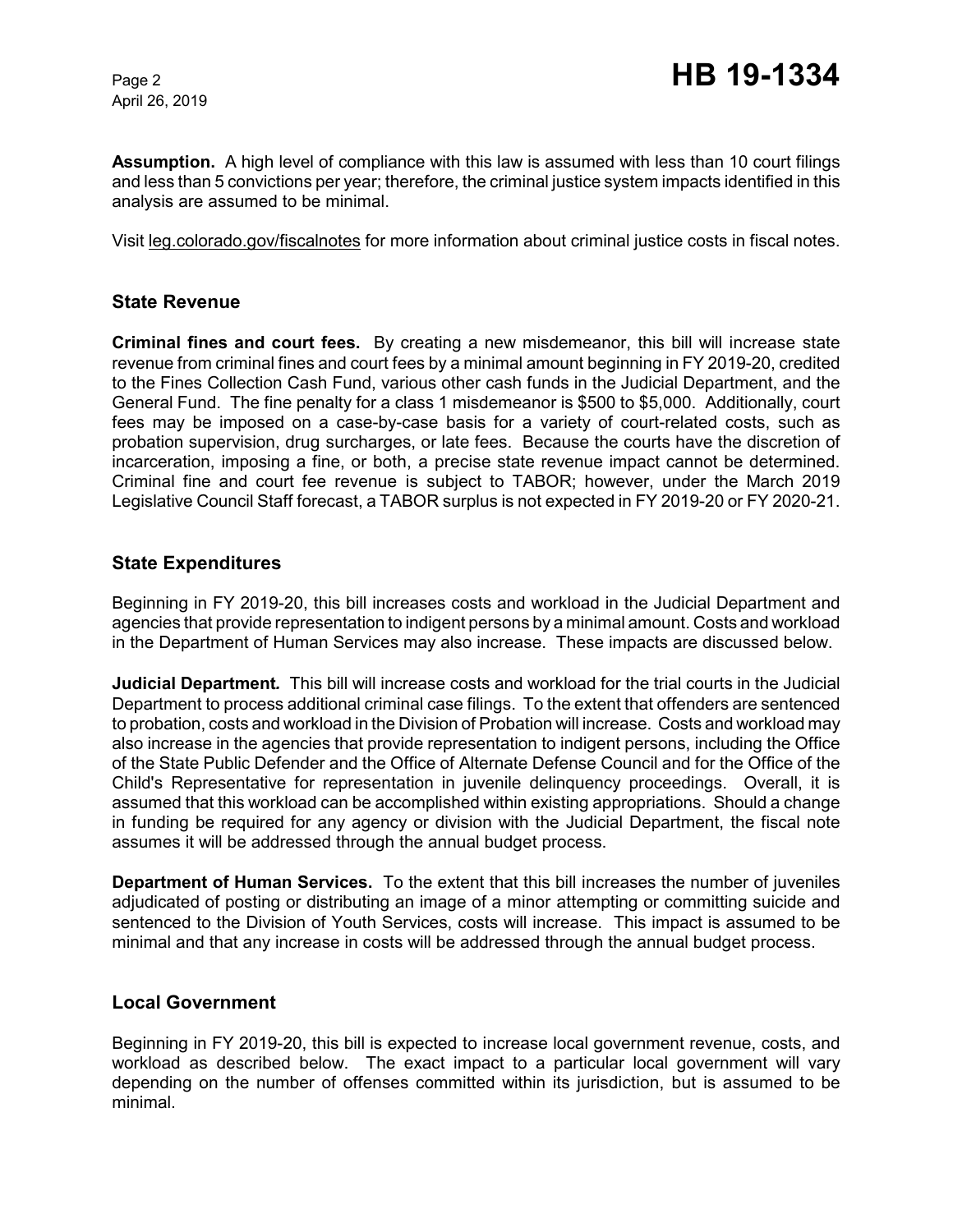**Assumption.** A high level of compliance with this law is assumed with less than 10 court filings and less than 5 convictions per year; therefore, the criminal justice system impacts identified in this analysis are assumed to be minimal.

Visit leg.colorado.gov/fiscalnotes for more information about criminal justice costs in fiscal notes.

## State Revenue

**Criminal fines and court fees.** By creating a new misdemeanor, this bill will increase state revenue from criminal fines and court fees by a minimal amount beginning in FY 2019-20, credited to the Fines Collection Cash Fund, various other cash funds in the Judicial Department, and the General Fund. The fine penalty for a class 1 misdemeanor is $500 to $5,000. Additionally, court fees may be imposed on a case-by-case basis for a variety of court-related costs, such as probation supervision, drug surcharges, or late fees. Because the courts have the discretion of incarceration, imposing a fine, or both, a precise state revenue impact cannot be determined. Criminal fine and court fee revenue is subject to TABOR; however, under the March 2019 Legislative Council Staff forecast, a TABOR surplus is not expected in FY 2019-20 or FY 2020-21.

## State Expenditures

Beginning in FY 2019-20, this bill increases costs and workload in the Judicial Department and agencies that provide representation to indigent persons by a minimal amount. Costs and workload in the Department of Human Services may also increase. These impacts are discussed below.

***Judicial Department.*** This bill will increase costs and workload for the trial courts in the Judicial Department to process additional criminal case filings. To the extent that offenders are sentenced to probation, costs and workload in the Division of Probation will increase. Costs and workload may also increase in the agencies that provide representation to indigent persons, including the Office of the State Public Defender and the Office of Alternate Defense Council and for the Office of the Child's Representative for representation in juvenile delinquency proceedings. Overall, it is assumed that this workload can be accomplished within existing appropriations. Should a change in funding be required for any agency or division with the Judicial Department, the fiscal note assumes it will be addressed through the annual budget process.

**Department of Human Services.** To the extent that this bill increases the number of juveniles adjudicated of posting or distributing an image of a minor attempting or committing suicide and sentenced to the Division of Youth Services, costs will increase. This impact is assumed to be minimal and that any increase in costs will be addressed through the annual budget process.

## Local Government

Beginning in FY 2019-20, this bill is expected to increase local government revenue, costs, and workload as described below. The exact impact to a particular local government will vary depending on the number of offenses committed within its jurisdiction, but is assumed to be minimal.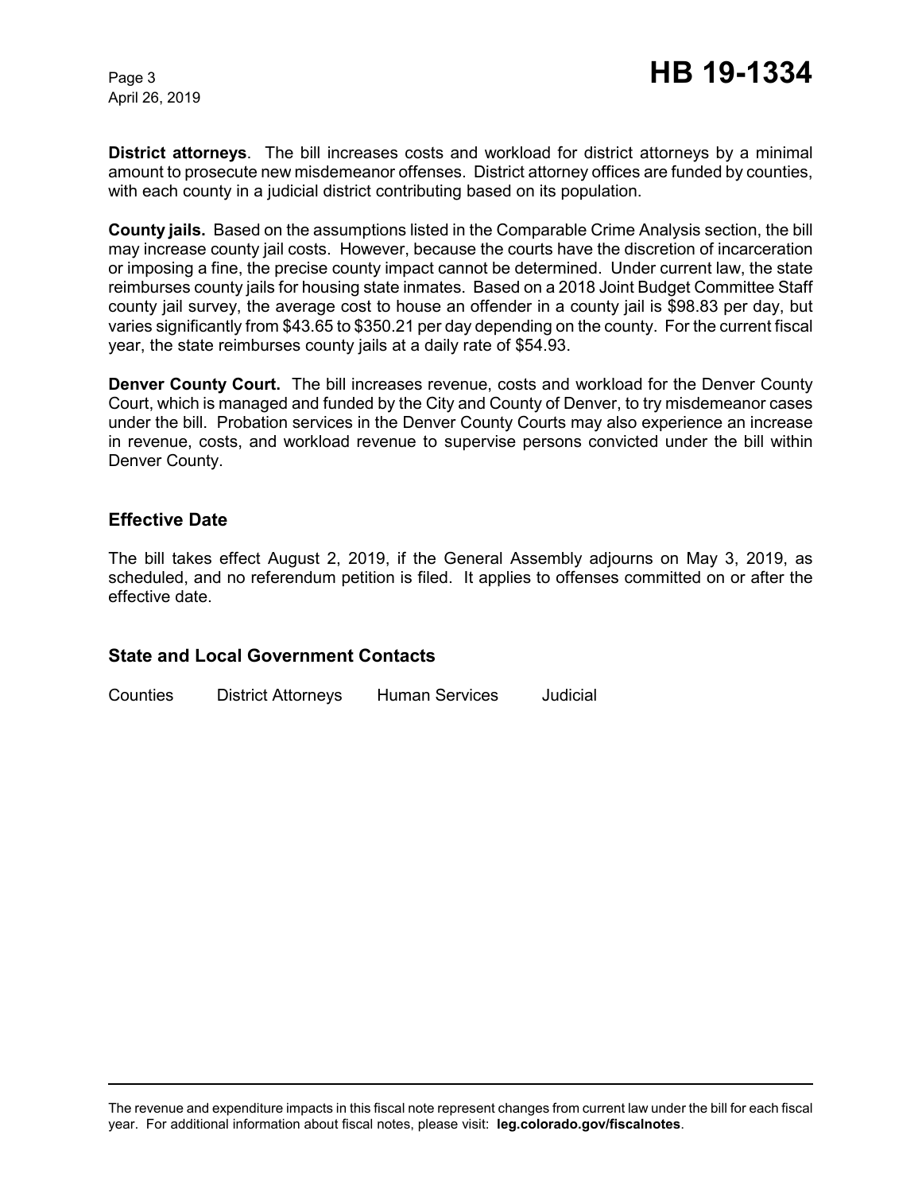**District attorneys**. The bill increases costs and workload for district attorneys by a minimal amount to prosecute new misdemeanor offenses. District attorney offices are funded by counties, with each county in a judicial district contributing based on its population.

**County jails.** Based on the assumptions listed in the Comparable Crime Analysis section, the bill may increase county jail costs. However, because the courts have the discretion of incarceration or imposing a fine, the precise county impact cannot be determined. Under current law, the state reimburses county jails for housing state inmates. Based on a 2018 Joint Budget Committee Staff county jail survey, the average cost to house an offender in a county jail is $98.83 per day, but varies significantly from $43.65 to $350.21 per day depending on the county. For the current fiscal year, the state reimburses county jails at a daily rate of $54.93.

**Denver County Court.** The bill increases revenue, costs and workload for the Denver County Court, which is managed and funded by the City and County of Denver, to try misdemeanor cases under the bill. Probation services in the Denver County Courts may also experience an increase in revenue, costs, and workload revenue to supervise persons convicted under the bill within Denver County.

## Effective Date

The bill takes effect August 2, 2019, if the General Assembly adjourns on May 3, 2019, as scheduled, and no referendum petition is filed. It applies to offenses committed on or after the effective date.

## State and Local Government Contacts

Counties District Attorneys Human Services Judicial

The revenue and expenditure impacts in this fiscal note represent changes from current law under the bill for each fiscal year. For additional information about fiscal notes, please visit: **leg.colorado.gov/fiscalnotes**.